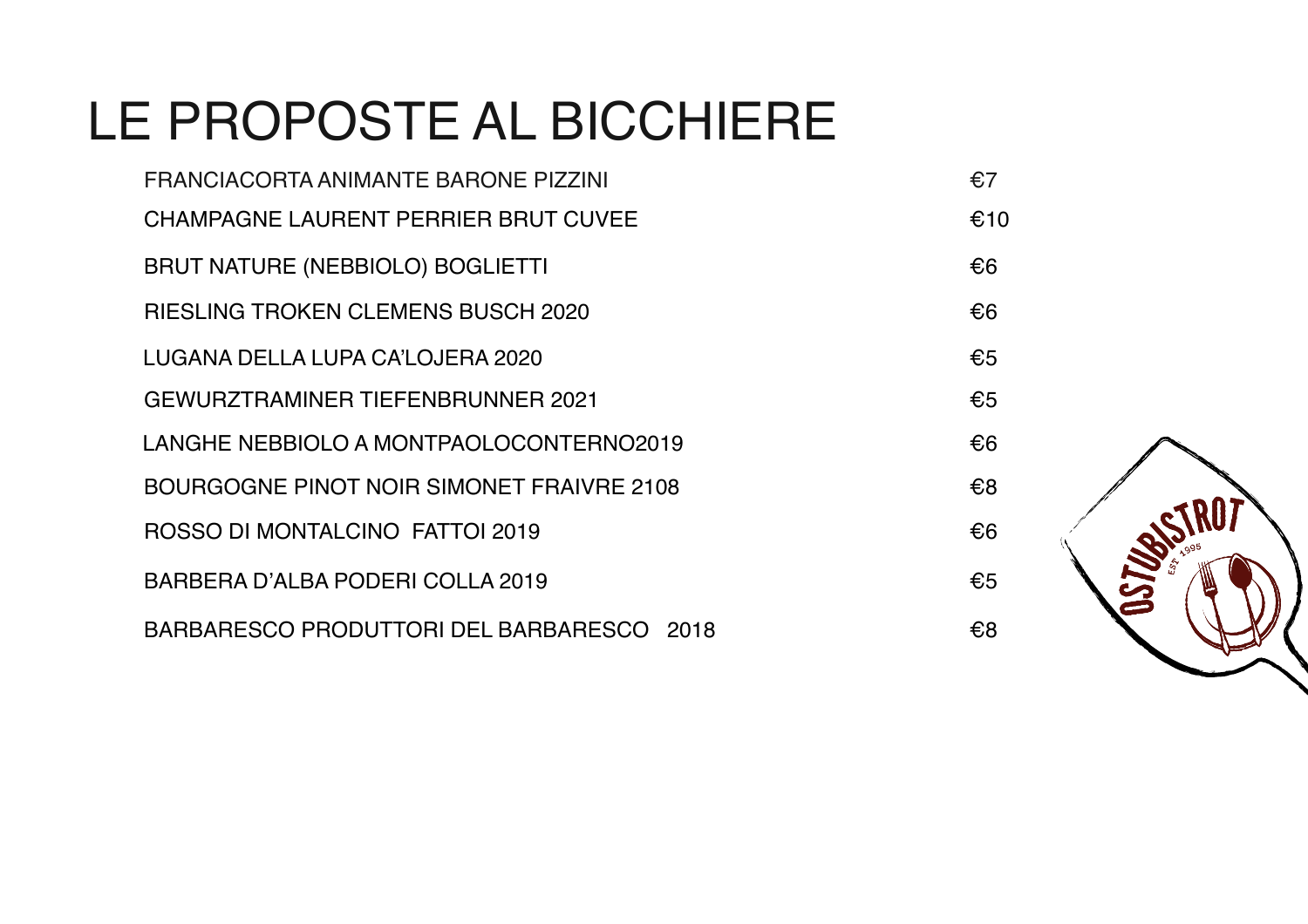# LE PROPOSTE AL BICCHIERE

| | |
|---|---|
| FRANCIACORTA ANIMANTE BARONE PIZZINI | €7 |
| CHAMPAGNE LAURENT PERRIER BRUT CUVEE | €10 |
| BRUT NATURE (NEBBIOLO) BOGLIETTI | €6 |
| RIESLING TROKEN CLEMENS BUSCH 2020 | €6 |
| LUGANA DELLA LUPA CA'LOJERA 2020 | €5 |
| GEWURZTRAMINER TIEFENBRUNNER 2021 | €5 |
| LANGHE NEBBIOLO A MONTPAOLOCONTERNO2019 | €6 |
| BOURGOGNE PINOT NOIR SIMONET FRAIVRE 2108 | €8 |
| ROSSO DI MONTALCINO FATTOI 2019 | €6 |
| BARBERA D'ALBA PODERI COLLA 2019 | €5 |
| BARBARESCO PRODUTTORI DEL BARBARESCO 2018 | €8 |

OSTUBISTROT EST 1995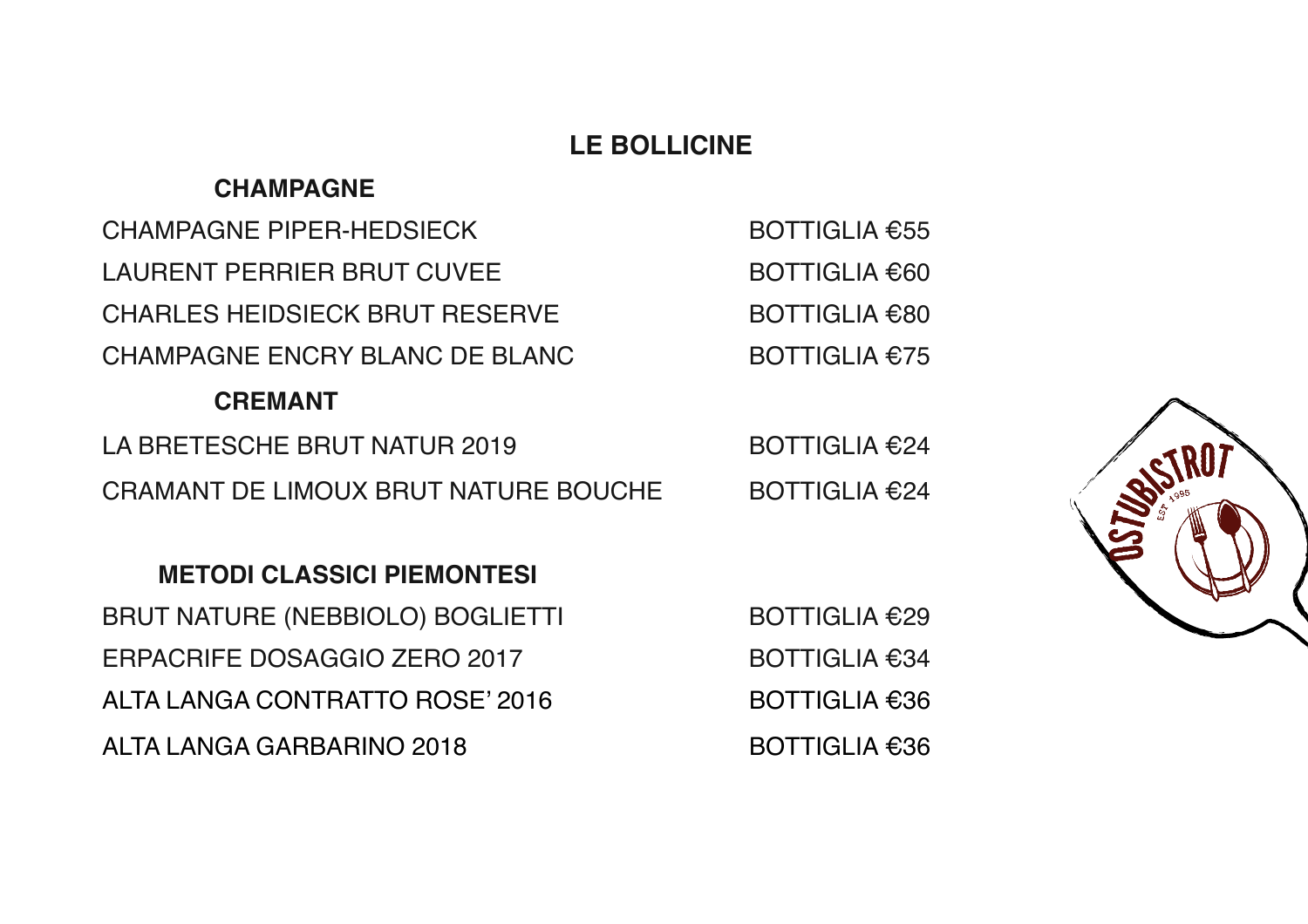# LE BOLLICINE

## CHAMPAGNE

CHAMPAGNE PIPER-HEDSIECK — BOTTIGLIA €55

LAURENT PERRIER BRUT CUVEE — BOTTIGLIA €60

CHARLES HEIDSIECK BRUT RESERVE — BOTTIGLIA €80

CHAMPAGNE ENCRY BLANC DE BLANC — BOTTIGLIA €75

## CREMANT

LA BRETESCHE BRUT NATUR 2019 — BOTTIGLIA €24

CRAMANT DE LIMOUX BRUT NATURE BOUCHE — BOTTIGLIA €24

## METODI CLASSICI PIEMONTESI

BRUT NATURE (NEBBIOLO) BOGLIETTI — BOTTIGLIA €29

ERPACRIFE DOSAGGIO ZERO 2017 — BOTTIGLIA €34

ALTA LANGA CONTRATTO ROSE' 2016 — BOTTIGLIA €36

ALTA LANGA GARBARINO 2018 — BOTTIGLIA €36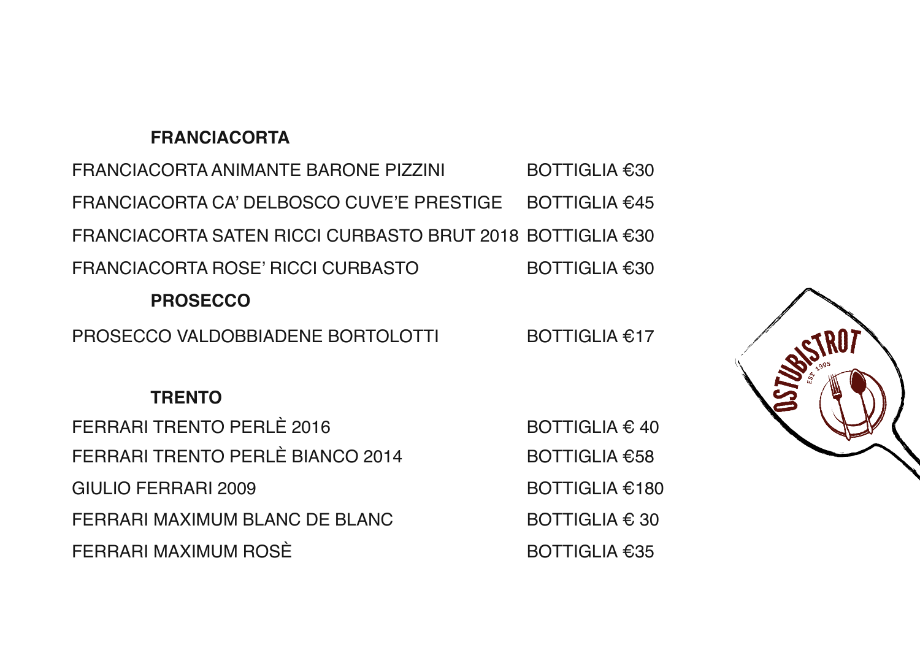## FRANCIACORTA

| | |
|---|---|
| FRANCIACORTA ANIMANTE BARONE PIZZINI | BOTTIGLIA €30 |
| FRANCIACORTA CA' DELBOSCO CUVE'E PRESTIGE | BOTTIGLIA €45 |
| FRANCIACORTA SATEN RICCI CURBASTO BRUT 2018 | BOTTIGLIA €30 |
| FRANCIACORTA ROSE' RICCI CURBASTO | BOTTIGLIA €30 |

## PROSECCO

| | |
|---|---|
| PROSECCO VALDOBBIADENE BORTOLOTTI | BOTTIGLIA €17 |

## TRENTO

| | |
|---|---|
| FERRARI TRENTO PERLÈ 2016 | BOTTIGLIA € 40 |
| FERRARI TRENTO PERLÈ BIANCO 2014 | BOTTIGLIA €58 |
| GIULIO FERRARI 2009 | BOTTIGLIA €180 |
| FERRARI MAXIMUM BLANC DE BLANC | BOTTIGLIA € 30 |
| FERRARI MAXIMUM ROSÈ | BOTTIGLIA €35 |

OSTUBISTROT EST 1995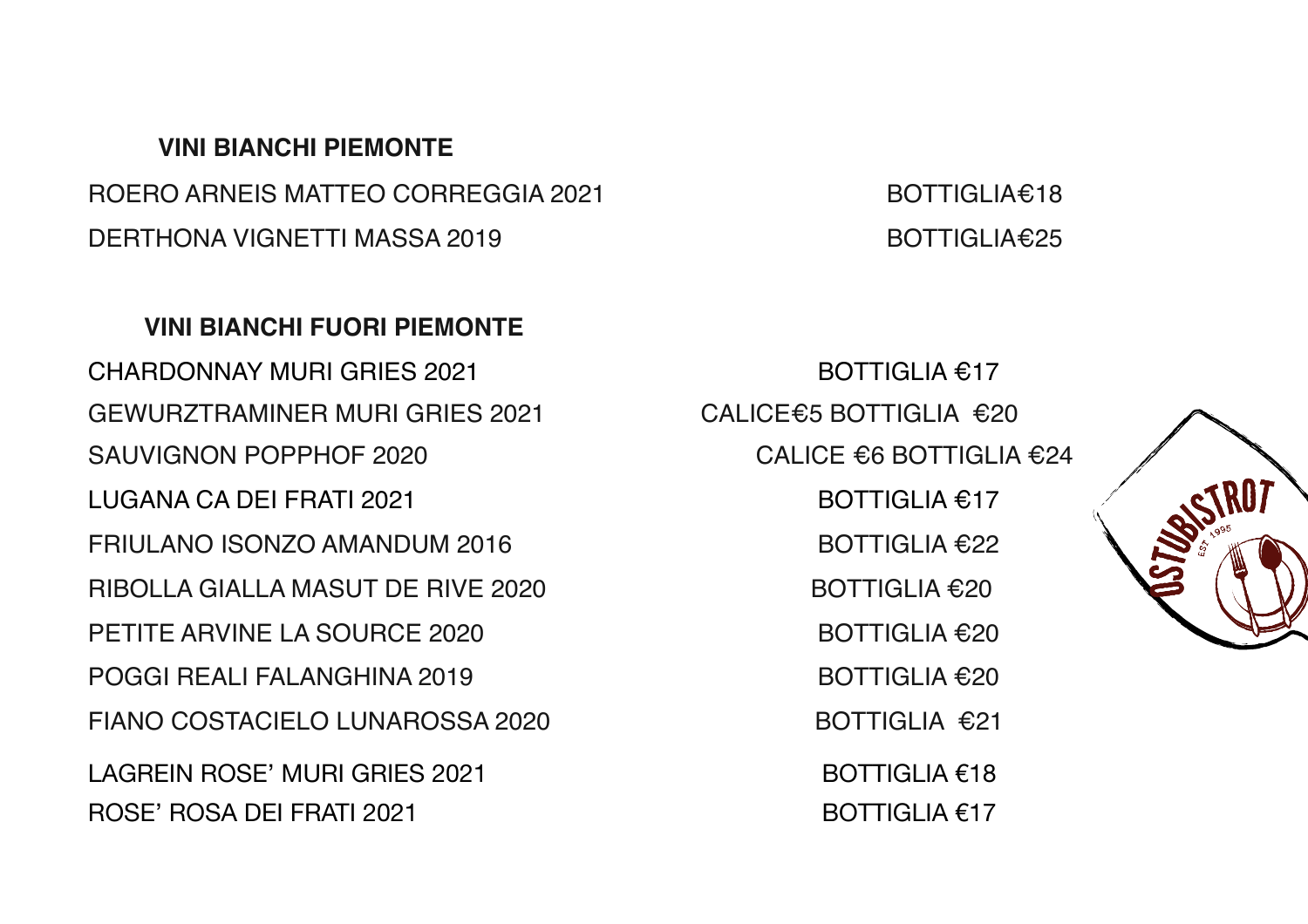## VINI BIANCHI PIEMONTE

ROERO ARNEIS MATTEO CORREGGIA 2021 — BOTTIGLIA€18

DERTHONA VIGNETTI MASSA 2019 — BOTTIGLIA€25

## VINI BIANCHI FUORI PIEMONTE

CHARDONNAY MURI GRIES 2021 — BOTTIGLIA €17

GEWURZTRAMINER MURI GRIES 2021 — CALICE€5 BOTTIGLIA €20

SAUVIGNON POPPHOF 2020 — CALICE €6 BOTTIGLIA €24

LUGANA CA DEI FRATI 2021 — BOTTIGLIA €17

FRIULANO ISONZO AMANDUM 2016 — BOTTIGLIA €22

RIBOLLA GIALLA MASUT DE RIVE 2020 — BOTTIGLIA €20

PETITE ARVINE LA SOURCE 2020 — BOTTIGLIA €20

POGGI REALI FALANGHINA 2019 — BOTTIGLIA €20

FIANO COSTACIELO LUNAROSSA 2020 — BOTTIGLIA €21

LAGREIN ROSE' MURI GRIES 2021 — BOTTIGLIA €18

ROSE' ROSA DEI FRATI 2021 — BOTTIGLIA €17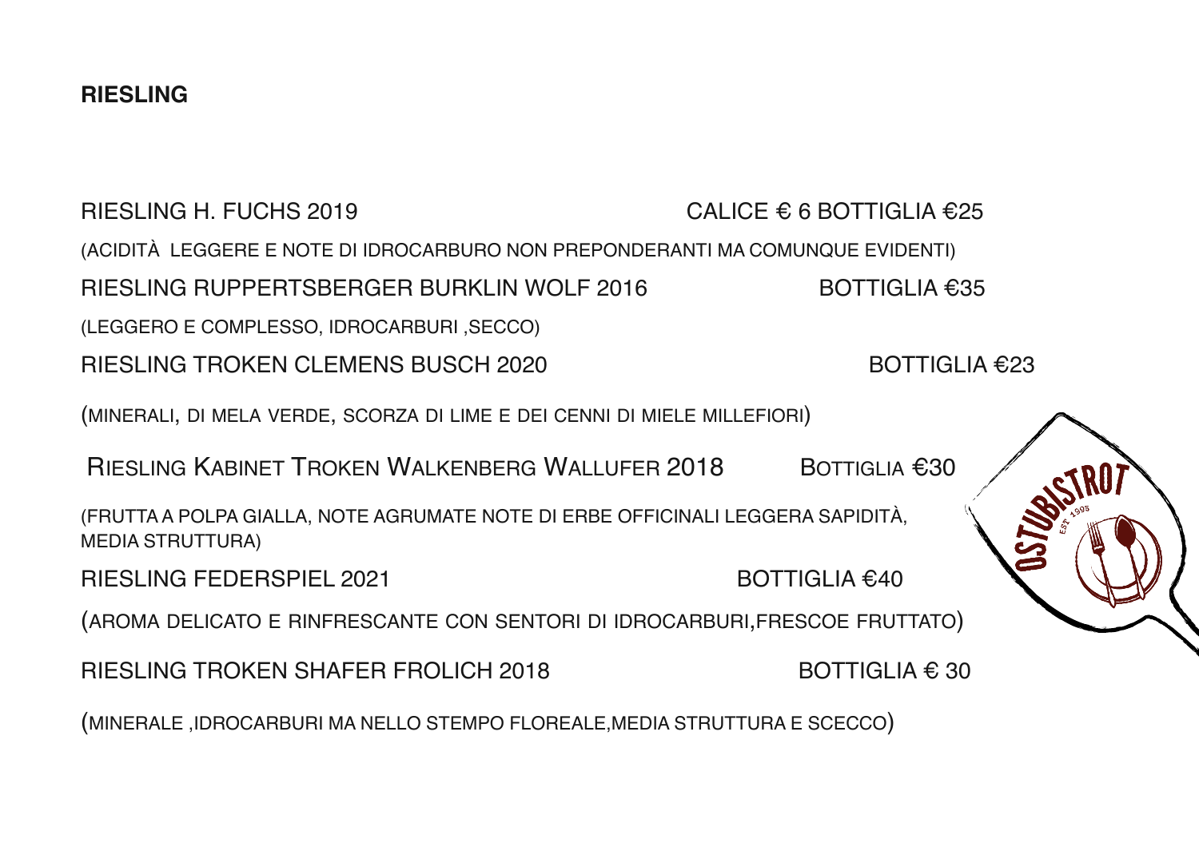**RIESLING**

RIESLING H. FUCHS 2019 CALICE € 6 BOTTIGLIA €25

(ACIDITÀ LEGGERE E NOTE DI IDROCARBURO NON PREPONDERANTI MA COMUNQUE EVIDENTI)

RIESLING RUPPERTSBERGER BURKLIN WOLF 2016 BOTTIGLIA €35

(LEGGERO E COMPLESSO, IDROCARBURI ,SECCO)

RIESLING TROKEN CLEMENS BUSCH 2020 BOTTIGLIA €23

(MINERALI, DI MELA VERDE, SCORZA DI LIME E DEI CENNI DI MIELE MILLEFIORI)

RIESLING KABINET TROKEN WALKENBERG WALLUFER 2018 BOTTIGLIA €30

(FRUTTA A POLPA GIALLA, NOTE AGRUMATE NOTE DI ERBE OFFICINALI LEGGERA SAPIDITÀ, MEDIA STRUTTURA)

RIESLING FEDERSPIEL 2021 BOTTIGLIA €40

(AROMA DELICATO E RINFRESCANTE CON SENTORI DI IDROCARBURI,FRESCOE FRUTTATO)

RIESLING TROKEN SHAFER FROLICH 2018 BOTTIGLIA € 30

(MINERALE ,IDROCARBURI MA NELLO STEMPO FLOREALE,MEDIA STRUTTURA E SCECCO)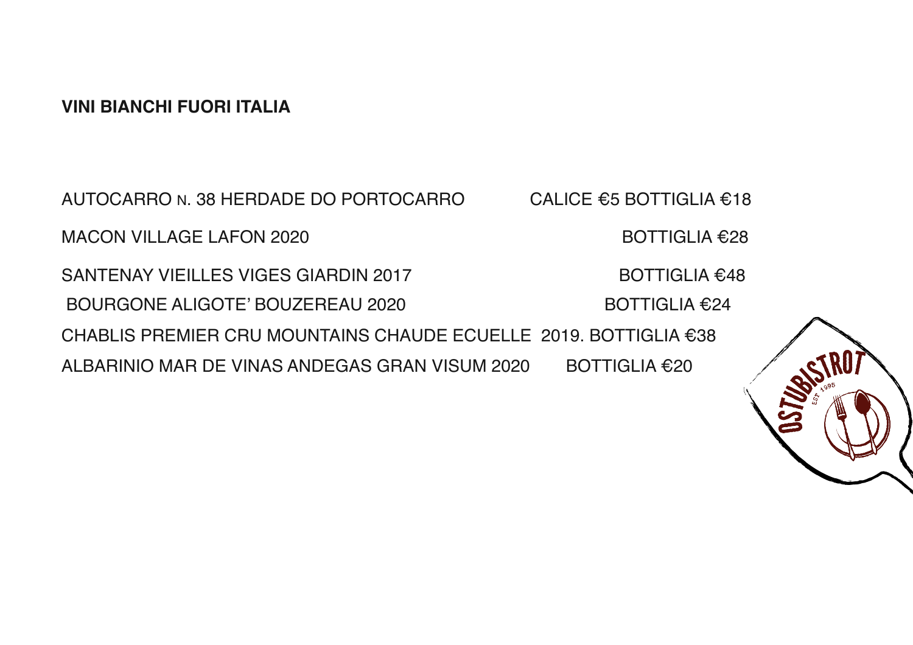**VINI BIANCHI FUORI ITALIA**

AUTOCARRO N. 38 HERDADE DO PORTOCARRO CALICE €5 BOTTIGLIA €18

MACON VILLAGE LAFON 2020 BOTTIGLIA €28

SANTENAY VIEILLES VIGES GIARDIN 2017 BOTTIGLIA €48

BOURGONE ALIGOTE' BOUZEREAU 2020 BOTTIGLIA €24

CHABLIS PREMIER CRU MOUNTAINS CHAUDE ECUELLE 2019. BOTTIGLIA €38

ALBARINIO MAR DE VINAS ANDEGAS GRAN VISUM 2020 BOTTIGLIA €20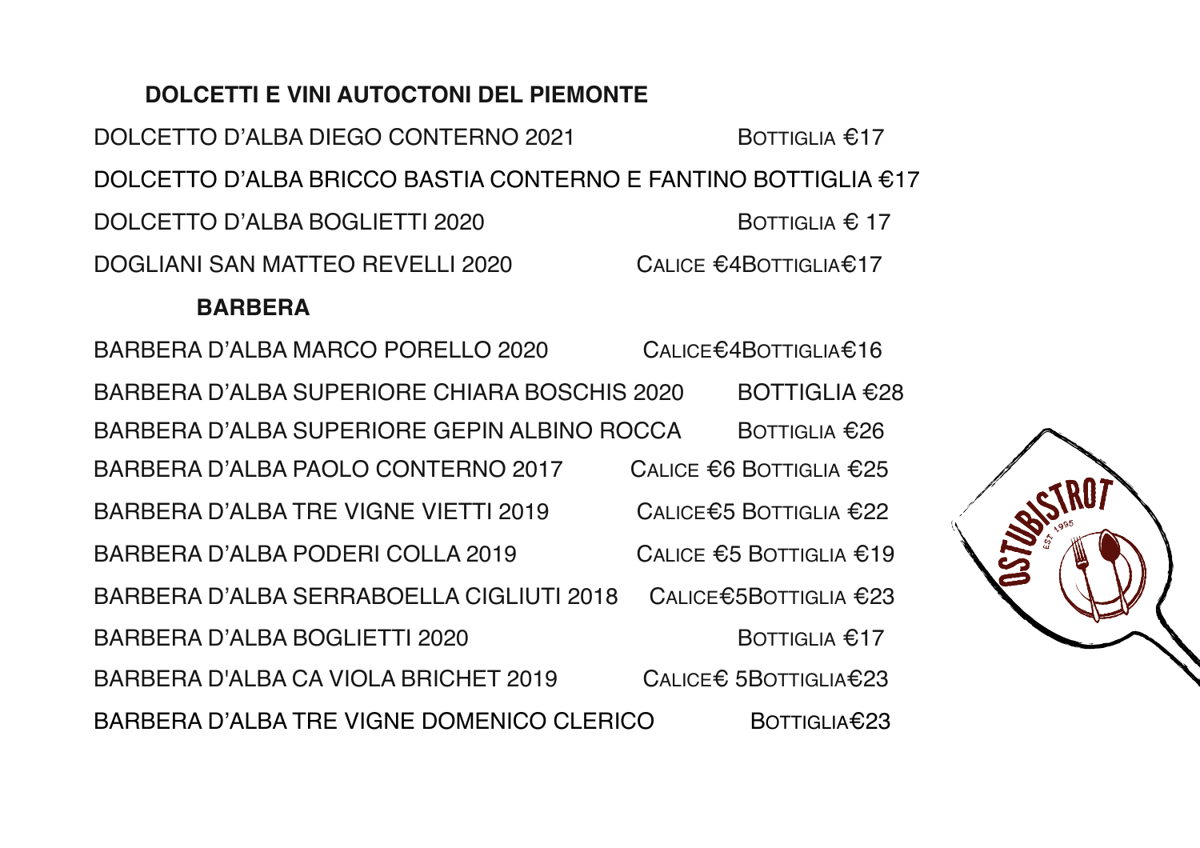## DOLCETTI E VINI AUTOCTONI DEL PIEMONTE

DOLCETTO D'ALBA DIEGO CONTERNO 2021 BOTTIGLIA €17

DOLCETTO D'ALBA BRICCO BASTIA CONTERNO E FANTINO BOTTIGLIA €17

DOLCETTO D'ALBA BOGLIETTI 2020 BOTTIGLIA € 17

DOGLIANI SAN MATTEO REVELLI 2020 CALICE €4BOTTIGLIA€17

## BARBERA

BARBERA D'ALBA MARCO PORELLO 2020 CALICE€4BOTTIGLIA€16

BARBERA D'ALBA SUPERIORE CHIARA BOSCHIS 2020 BOTTIGLIA €28

BARBERA D'ALBA SUPERIORE GEPIN ALBINO ROCCA BOTTIGLIA €26

BARBERA D'ALBA PAOLO CONTERNO 2017 CALICE €6 BOTTIGLIA €25

BARBERA D'ALBA TRE VIGNE VIETTI 2019 CALICE€5 BOTTIGLIA €22

BARBERA D'ALBA PODERI COLLA 2019 CALICE €5 BOTTIGLIA €19

BARBERA D'ALBA SERRABOELLA CIGLIUTI 2018 CALICE€5BOTTIGLIA €23

BARBERA D'ALBA BOGLIETTI 2020 BOTTIGLIA €17

BARBERA D'ALBA CA VIOLA BRICHET 2019 CALICE€ 5BOTTIGLIA€23

BARBERA D'ALBA TRE VIGNE DOMENICO CLERICO BOTTIGLIA€23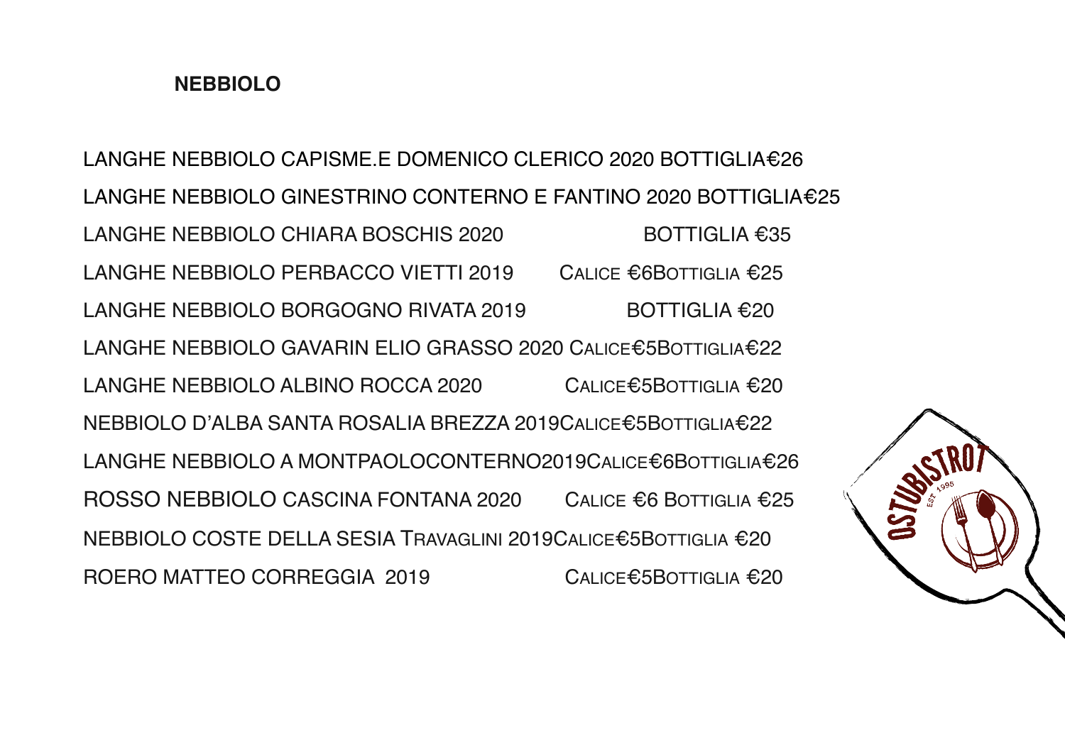## NEBBIOLO

LANGHE NEBBIOLO CAPISME.E DOMENICO CLERICO 2020 BOTTIGLIA€26

LANGHE NEBBIOLO GINESTRINO CONTERNO E FANTINO 2020 BOTTIGLIA€25

LANGHE NEBBIOLO CHIARA BOSCHIS 2020 BOTTIGLIA €35

LANGHE NEBBIOLO PERBACCO VIETTI 2019 CALICE €6BOTTIGLIA €25

LANGHE NEBBIOLO BORGOGNO RIVATA 2019 BOTTIGLIA €20

LANGHE NEBBIOLO GAVARIN ELIO GRASSO 2020 CALICE€5BOTTIGLIA€22

LANGHE NEBBIOLO ALBINO ROCCA 2020 CALICE€5BOTTIGLIA €20

NEBBIOLO D'ALBA SANTA ROSALIA BREZZA 2019CALICE€5BOTTIGLIA€22

LANGHE NEBBIOLO A MONTPAOLOCONTERNO2019CALICE€6BOTTIGLIA€26

ROSSO NEBBIOLO CASCINA FONTANA 2020 CALICE €6 BOTTIGLIA €25

NEBBIOLO COSTE DELLA SESIA TRAVAGLINI 2019CALICE€5BOTTIGLIA €20

ROERO MATTEO CORREGGIA 2019 CALICE€5BOTTIGLIA €20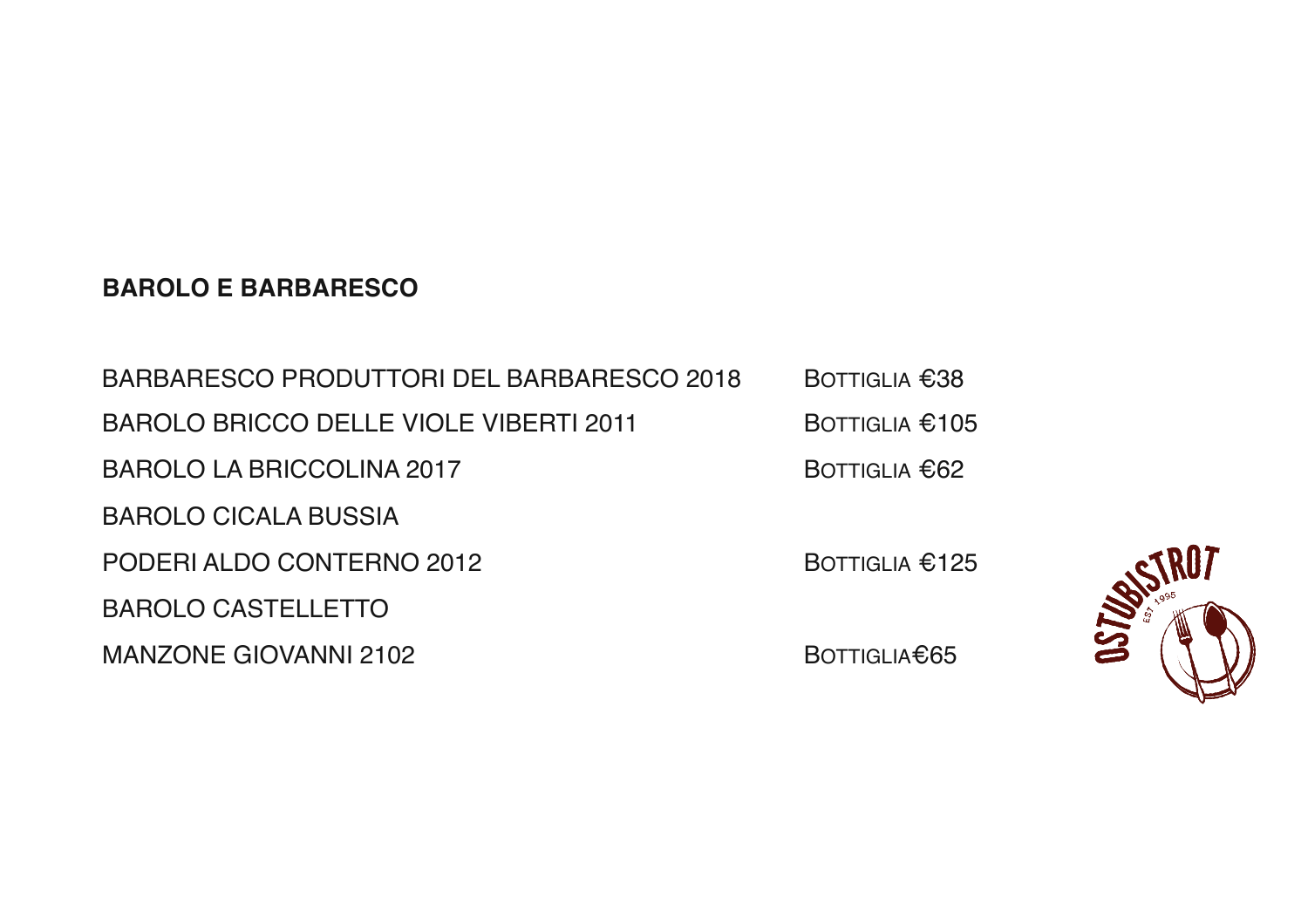**BAROLO E BARBARESCO**

| | |
|---|---|
| BARBARESCO PRODUTTORI DEL BARBARESCO 2018 | BOTTIGLIA €38 |
| BAROLO BRICCO DELLE VIOLE VIBERTI 2011 | BOTTIGLIA €105 |
| BAROLO LA BRICCOLINA 2017 | BOTTIGLIA €62 |
| BAROLO CICALA BUSSIA PODERI ALDO CONTERNO 2012 | BOTTIGLIA €125 |
| BAROLO CASTELLETTO MANZONE GIOVANNI 2102 | BOTTIGLIA€65 |

OSTUBISTROT EST 1995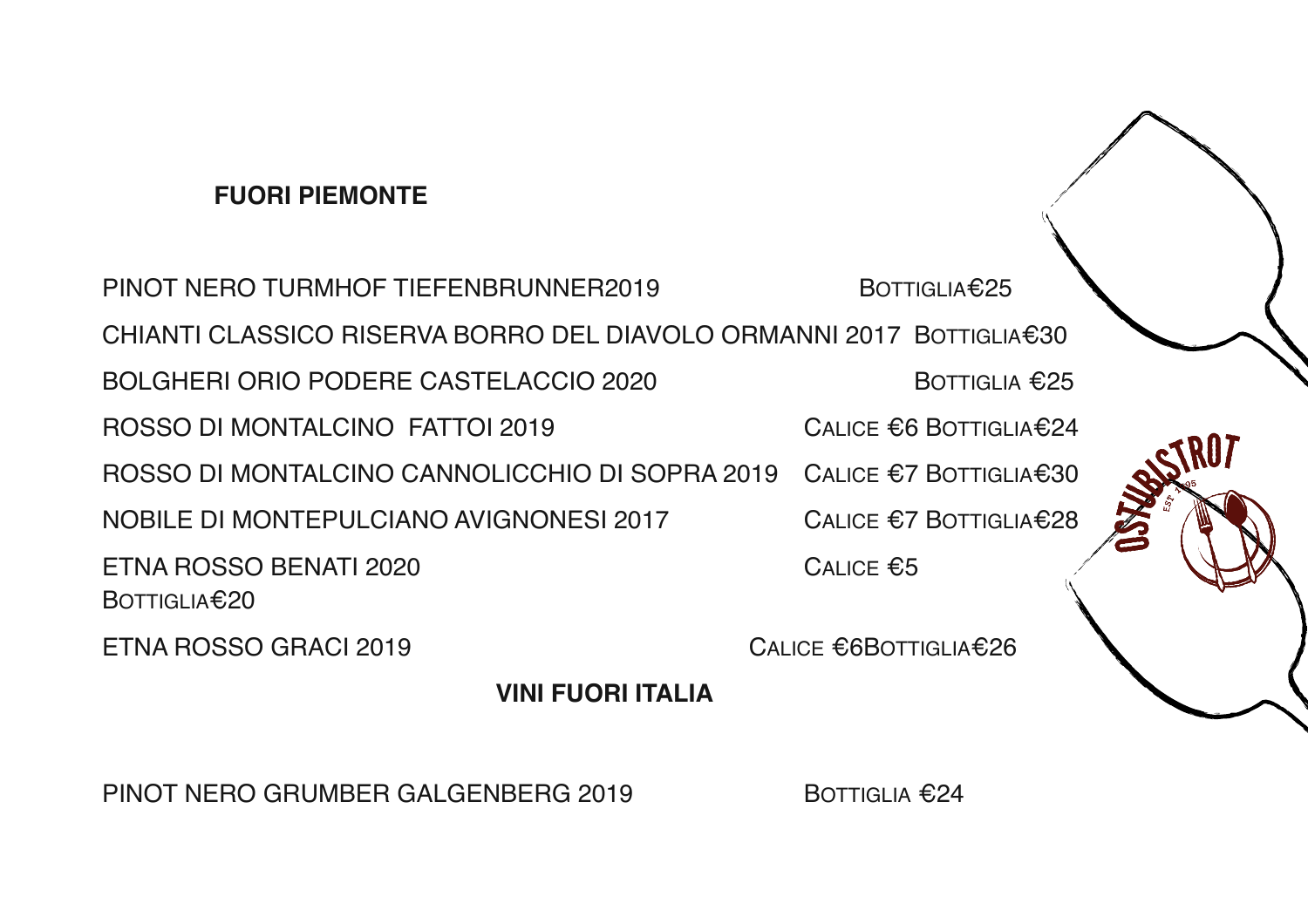**FUORI PIEMONTE**

PINOT NERO TURMHOF TIEFENBRUNNER2019 BOTTIGLIA€25

CHIANTI CLASSICO RISERVA BORRO DEL DIAVOLO ORMANNI 2017 BOTTIGLIA€30

BOLGHERI ORIO PODERE CASTELACCIO 2020 BOTTIGLIA €25

ROSSO DI MONTALCINO FATTOI 2019 CALICE €6 BOTTIGLIA€24

ROSSO DI MONTALCINO CANNOLICCHIO DI SOPRA 2019 CALICE €7 BOTTIGLIA€30

NOBILE DI MONTEPULCIANO AVIGNONESI 2017 CALICE €7 BOTTIGLIA€28

ETNA ROSSO BENATI 2020 CALICE €5
BOTTIGLIA€20

ETNA ROSSO GRACI 2019 CALICE €6BOTTIGLIA€26

**VINI FUORI ITALIA**

PINOT NERO GRUMBER GALGENBERG 2019 BOTTIGLIA €24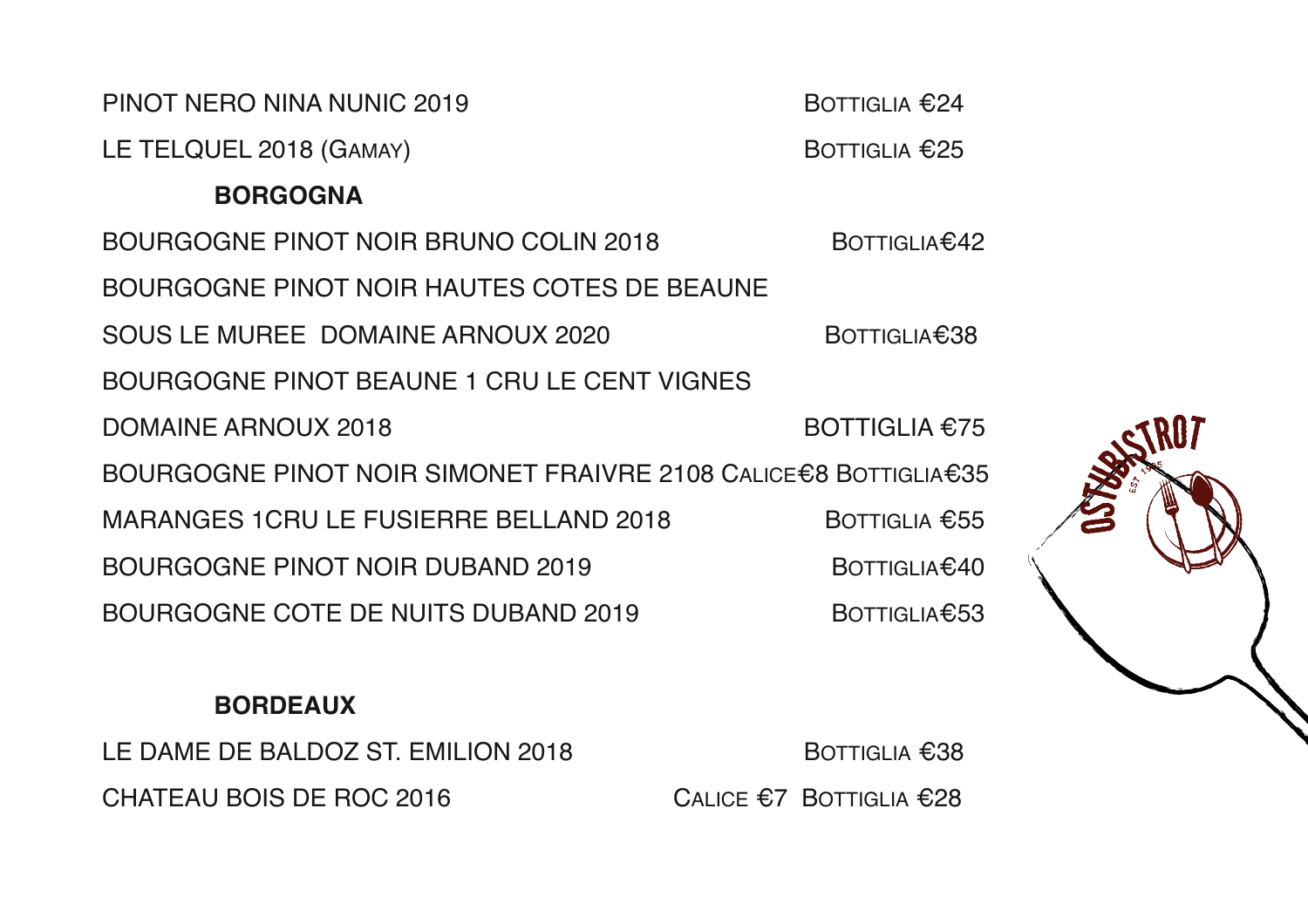PINOT NERO NINA NUNIC 2019 BOTTIGLIA €24

LE TELQUEL 2018 (GAMAY) BOTTIGLIA €25

**BORGOGNA**

BOURGOGNE PINOT NOIR BRUNO COLIN 2018 BOTTIGLIA€42

BOURGOGNE PINOT NOIR HAUTES COTES DE BEAUNE

SOUS LE MUREE DOMAINE ARNOUX 2020 BOTTIGLIA€38

BOURGOGNE PINOT BEAUNE 1 CRU LE CENT VIGNES

DOMAINE ARNOUX 2018 BOTTIGLIA €75

BOURGOGNE PINOT NOIR SIMONET FRAIVRE 2108 CALICE€8 BOTTIGLIA€35

MARANGES 1CRU LE FUSIERRE BELLAND 2018 BOTTIGLIA €55

BOURGOGNE PINOT NOIR DUBAND 2019 BOTTIGLIA€40

BOURGOGNE COTE DE NUITS DUBAND 2019 BOTTIGLIA€53

**BORDEAUX**

LE DAME DE BALDOZ ST. EMILION 2018 BOTTIGLIA €38

CHATEAU BOIS DE ROC 2016 CALICE €7 BOTTIGLIA €28

OSTUBISTROT